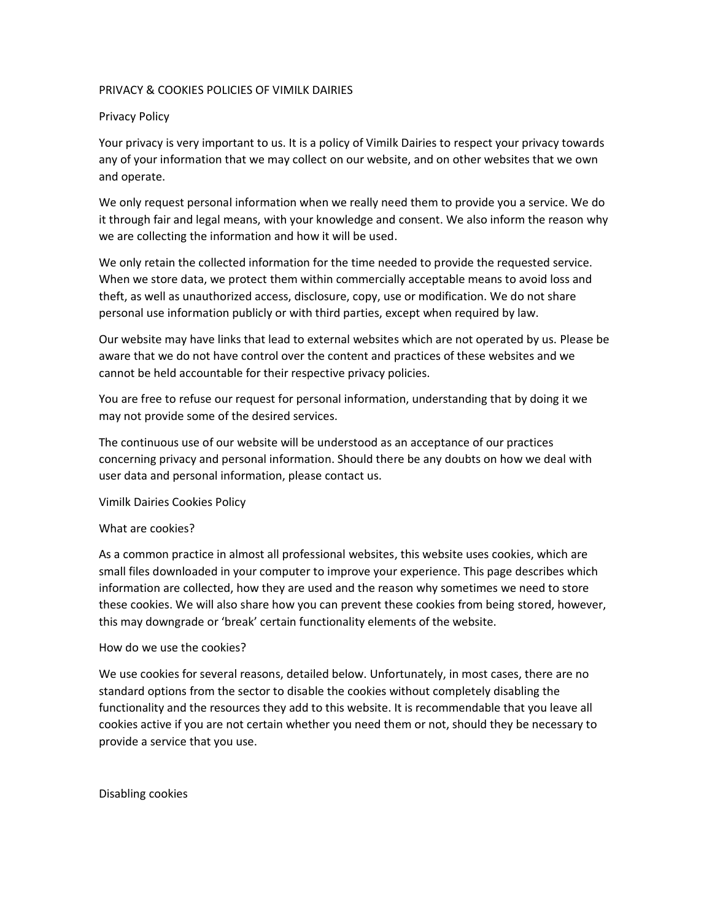# PRIVACY & COOKIES POLICIES OF VIMILK DAIRIES

## Privacy Policy

Your privacy is very important to us. It is a policy of Vimilk Dairies to respect your privacy towards any of your information that we may collect on our website, and on other websites that we own and operate.

We only request personal information when we really need them to provide you a service. We do it through fair and legal means, with your knowledge and consent. We also inform the reason why we are collecting the information and how it will be used.

We only retain the collected information for the time needed to provide the requested service. When we store data, we protect them within commercially acceptable means to avoid loss and theft, as well as unauthorized access, disclosure, copy, use or modification. We do not share personal use information publicly or with third parties, except when required by law.

Our website may have links that lead to external websites which are not operated by us. Please be aware that we do not have control over the content and practices of these websites and we cannot be held accountable for their respective privacy policies.

You are free to refuse our request for personal information, understanding that by doing it we may not provide some of the desired services.

The continuous use of our website will be understood as an acceptance of our practices concerning privacy and personal information. Should there be any doubts on how we deal with user data and personal information, please contact us.

## Vimilk Dairies Cookies Policy

### What are cookies?

As a common practice in almost all professional websites, this website uses cookies, which are small files downloaded in your computer to improve your experience. This page describes which information are collected, how they are used and the reason why sometimes we need to store these cookies. We will also share how you can prevent these cookies from being stored, however, this may downgrade or 'break' certain functionality elements of the website.

### How do we use the cookies?

We use cookies for several reasons, detailed below. Unfortunately, in most cases, there are no standard options from the sector to disable the cookies without completely disabling the functionality and the resources they add to this website. It is recommendable that you leave all cookies active if you are not certain whether you need them or not, should they be necessary to provide a service that you use.

### Disabling cookies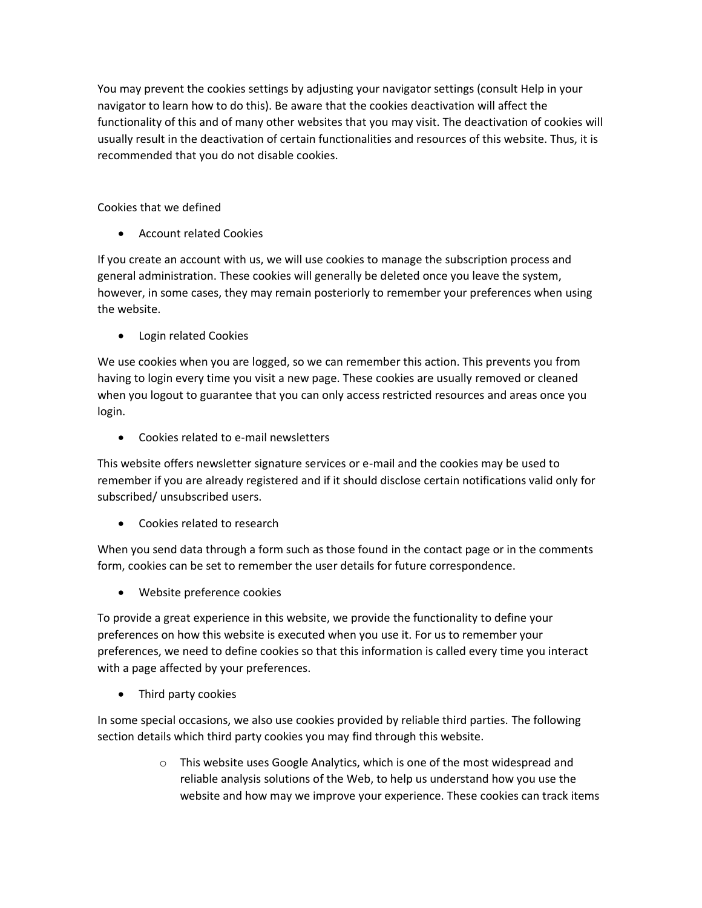You may prevent the cookies settings by adjusting your navigator settings (consult Help in your navigator to learn how to do this). Be aware that the cookies deactivation will affect the functionality of this and of many other websites that you may visit. The deactivation of cookies will usually result in the deactivation of certain functionalities and resources of this website. Thus, it is recommended that you do not disable cookies.

Cookies that we defined

- Account related Cookies

If you create an account with us, we will use cookies to manage the subscription process and general administration. These cookies will generally be deleted once you leave the system, however, in some cases, they may remain posteriorly to remember your preferences when using the website.

- Login related Cookies

We use cookies when you are logged, so we can remember this action. This prevents you from having to login every time you visit a new page. These cookies are usually removed or cleaned when you logout to guarantee that you can only access restricted resources and areas once you login.

- Cookies related to e-mail newsletters

This website offers newsletter signature services or e-mail and the cookies may be used to remember if you are already registered and if it should disclose certain notifications valid only for subscribed/ unsubscribed users.

- Cookies related to research

When you send data through a form such as those found in the contact page or in the comments form, cookies can be set to remember the user details for future correspondence.

- Website preference cookies

To provide a great experience in this website, we provide the functionality to define your preferences on how this website is executed when you use it. For us to remember your preferences, we need to define cookies so that this information is called every time you interact with a page affected by your preferences.

- Third party cookies

In some special occasions, we also use cookies provided by reliable third parties. The following section details which third party cookies you may find through this website.

    - This website uses Google Analytics, which is one of the most widespread and reliable analysis solutions of the Web, to help us understand how you use the website and how may we improve your experience. These cookies can track items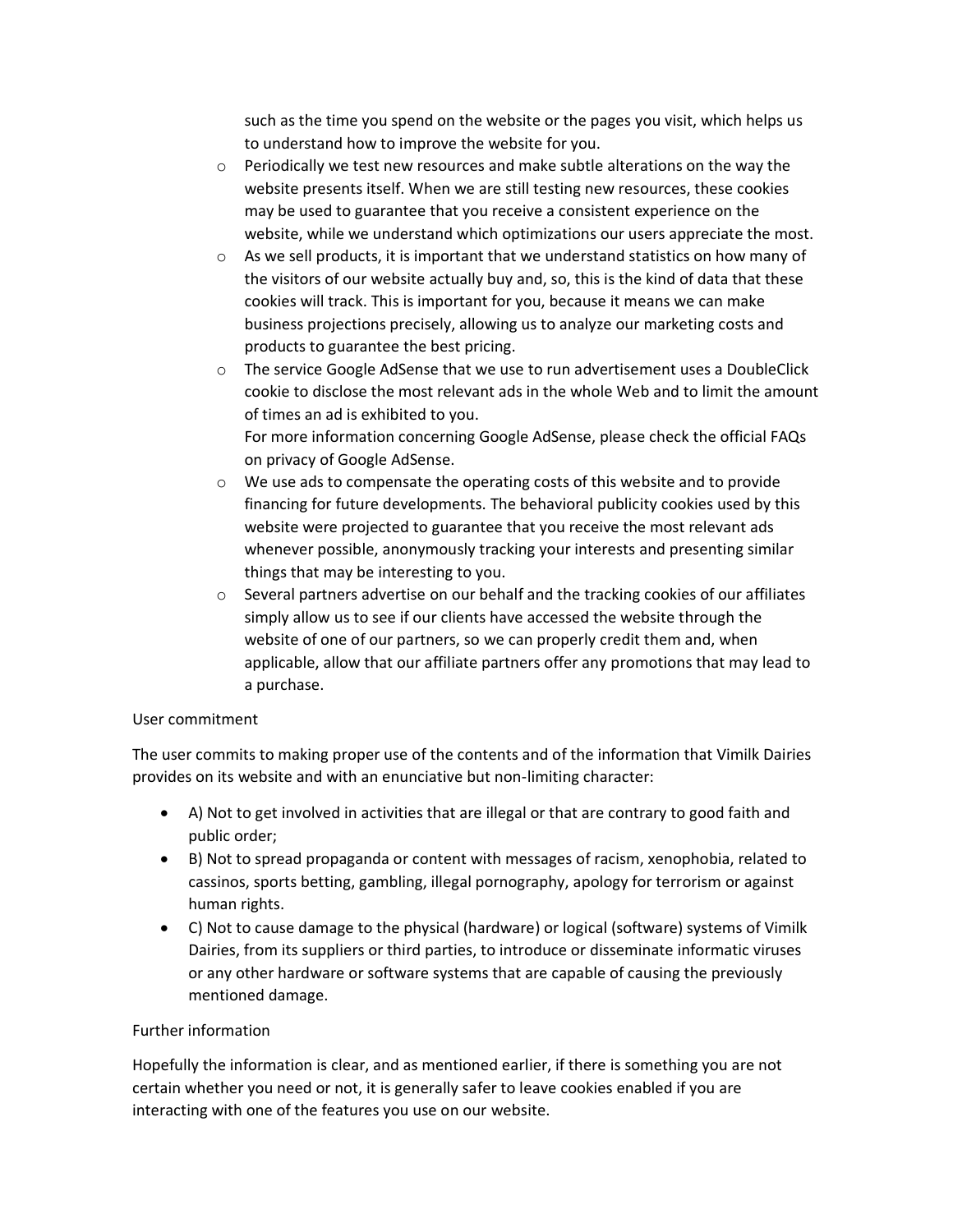such as the time you spend on the website or the pages you visit, which helps us to understand how to improve the website for you.

- Periodically we test new resources and make subtle alterations on the way the website presents itself. When we are still testing new resources, these cookies may be used to guarantee that you receive a consistent experience on the website, while we understand which optimizations our users appreciate the most.
- As we sell products, it is important that we understand statistics on how many of the visitors of our website actually buy and, so, this is the kind of data that these cookies will track. This is important for you, because it means we can make business projections precisely, allowing us to analyze our marketing costs and products to guarantee the best pricing.
- The service Google AdSense that we use to run advertisement uses a DoubleClick cookie to disclose the most relevant ads in the whole Web and to limit the amount of times an ad is exhibited to you.
  For more information concerning Google AdSense, please check the official FAQs on privacy of Google AdSense.
- We use ads to compensate the operating costs of this website and to provide financing for future developments. The behavioral publicity cookies used by this website were projected to guarantee that you receive the most relevant ads whenever possible, anonymously tracking your interests and presenting similar things that may be interesting to you.
- Several partners advertise on our behalf and the tracking cookies of our affiliates simply allow us to see if our clients have accessed the website through the website of one of our partners, so we can properly credit them and, when applicable, allow that our affiliate partners offer any promotions that may lead to a purchase.

## User commitment

The user commits to making proper use of the contents and of the information that Vimilk Dairies provides on its website and with an enunciative but non-limiting character:

- A) Not to get involved in activities that are illegal or that are contrary to good faith and public order;
- B) Not to spread propaganda or content with messages of racism, xenophobia, related to cassinos, sports betting, gambling, illegal pornography, apology for terrorism or against human rights.
- C) Not to cause damage to the physical (hardware) or logical (software) systems of Vimilk Dairies, from its suppliers or third parties, to introduce or disseminate informatic viruses or any other hardware or software systems that are capable of causing the previously mentioned damage.

## Further information

Hopefully the information is clear, and as mentioned earlier, if there is something you are not certain whether you need or not, it is generally safer to leave cookies enabled if you are interacting with one of the features you use on our website.